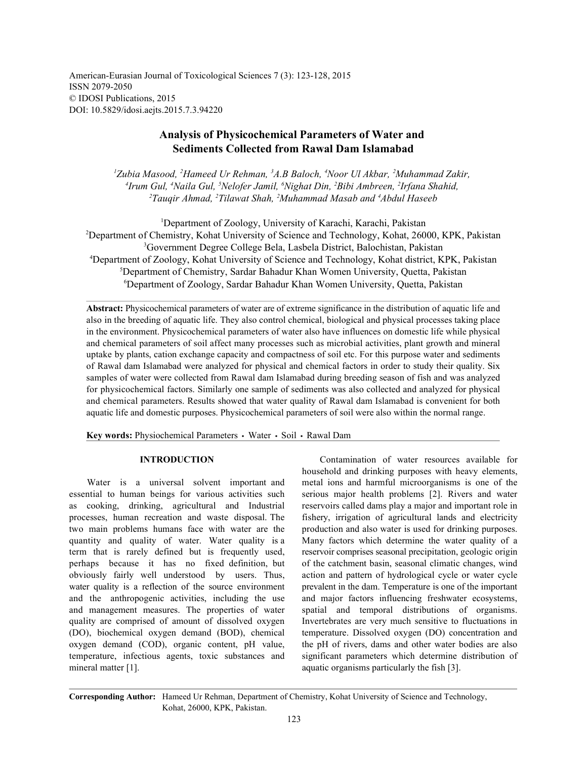American-Eurasian Journal of Toxicological Sciences 7 (3): 123-128, 2015
ISSN 2079-2050
© IDOSI Publications, 2015
DOI: 10.5829/idosi.aejts.2015.7.3.94220

# Analysis of Physicochemical Parameters of Water and Sediments Collected from Rawal Dam Islamabad

*[1]Zubia Masood, [2]Hameed Ur Rehman, [3]A.B Baloch, [4]Noor Ul Akbar, [2]Muhammad Zakir, [4]Irum Gul, [4]Naila Gul, [5]Nelofer Jamil, [6]Nighat Din, [2]Bibi Ambreen, [2]Irfana Shahid, [2]Tauqir Ahmad, [2]Tilawat Shah, [2]Muhammad Masab and [4]Abdul Haseeb*

[1]Department of Zoology, University of Karachi, Karachi, Pakistan
[2]Department of Chemistry, Kohat University of Science and Technology, Kohat, 26000, KPK, Pakistan
[3]Government Degree College Bela, Lasbela District, Balochistan, Pakistan
[4]Department of Zoology, Kohat University of Science and Technology, Kohat district, KPK, Pakistan
[5]Department of Chemistry, Sardar Bahadur Khan Women University, Quetta, Pakistan
[6]Department of Zoology, Sardar Bahadur Khan Women University, Quetta, Pakistan

**Abstract:** Physicochemical parameters of water are of extreme significance in the distribution of aquatic life and also in the breeding of aquatic life. They also control chemical, biological and physical processes taking place in the environment. Physicochemical parameters of water also have influences on domestic life while physical and chemical parameters of soil affect many processes such as microbial activities, plant growth and mineral uptake by plants, cation exchange capacity and compactness of soil etc. For this purpose water and sediments of Rawal dam Islamabad were analyzed for physical and chemical factors in order to study their quality. Six samples of water were collected from Rawal dam Islamabad during breeding season of fish and was analyzed for physicochemical factors. Similarly one sample of sediments was also collected and analyzed for physical and chemical parameters. Results showed that water quality of Rawal dam Islamabad is convenient for both aquatic life and domestic purposes. Physicochemical parameters of soil were also within the normal range.

**Key words:** Physiochemical Parameters • Water • Soil • Rawal Dam

## INTRODUCTION

Water is a universal solvent important and essential to human beings for various activities such as cooking, drinking, agricultural and Industrial processes, human recreation and waste disposal. The two main problems humans face with water are the quantity and quality of water. Water quality is a term that is rarely defined but is frequently used, perhaps because it has no fixed definition, but obviously fairly well understood by users. Thus, water quality is a reflection of the source environment and the anthropogenic activities, including the use and management measures. The properties of water quality are comprised of amount of dissolved oxygen (DO), biochemical oxygen demand (BOD), chemical oxygen demand (COD), organic content, pH value, temperature, infectious agents, toxic substances and mineral matter [1].

Contamination of water resources available for household and drinking purposes with heavy elements, metal ions and harmful microorganisms is one of the serious major health problems [2]. Rivers and water reservoirs called dams play a major and important role in fishery, irrigation of agricultural lands and electricity production and also water is used for drinking purposes. Many factors which determine the water quality of a reservoir comprises seasonal precipitation, geologic origin of the catchment basin, seasonal climatic changes, wind action and pattern of hydrological cycle or water cycle prevalent in the dam. Temperature is one of the important and major factors influencing freshwater ecosystems, spatial and temporal distributions of organisms. Invertebrates are very much sensitive to fluctuations in temperature. Dissolved oxygen (DO) concentration and the pH of rivers, dams and other water bodies are also significant parameters which determine distribution of aquatic organisms particularly the fish [3].

**Corresponding Author:** Hameed Ur Rehman, Department of Chemistry, Kohat University of Science and Technology, Kohat, 26000, KPK, Pakistan.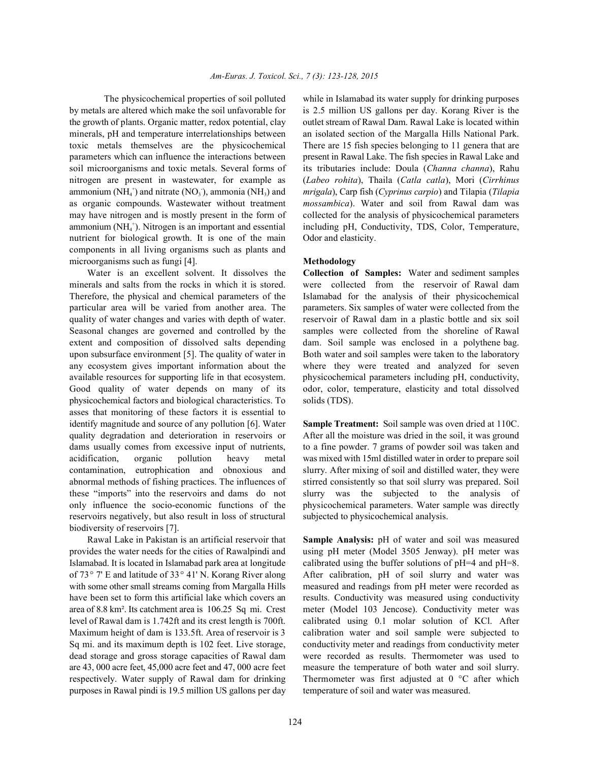The physicochemical properties of soil polluted by metals are altered which make the soil unfavorable for the growth of plants. Organic matter, redox potential, clay minerals, pH and temperature interrelationships between toxic metals themselves are the physicochemical parameters which can influence the interactions between soil microorganisms and toxic metals. Several forms of nitrogen are present in wastewater, for example as ammonium ($NH_4^+$) and nitrate ($NO_3^-$), ammonia ($NH_3$) and as organic compounds. Wastewater without treatment may have nitrogen and is mostly present in the form of ammonium ($NH_4^+$). Nitrogen is an important and essential nutrient for biological growth. It is one of the main components in all living organisms such as plants and microorganisms such as fungi [4].

Water is an excellent solvent. It dissolves the minerals and salts from the rocks in which it is stored. Therefore, the physical and chemical parameters of the particular area will be varied from another area. The quality of water changes and varies with depth of water. Seasonal changes are governed and controlled by the extent and composition of dissolved salts depending upon subsurface environment [5]. The quality of water in any ecosystem gives important information about the available resources for supporting life in that ecosystem. Good quality of water depends on many of its physicochemical factors and biological characteristics. To asses that monitoring of these factors it is essential to identify magnitude and source of any pollution [6]. Water quality degradation and deterioration in reservoirs or dams usually comes from excessive input of nutrients, acidification, organic pollution heavy metal contamination, eutrophication and obnoxious and abnormal methods of fishing practices. The influences of these "imports" into the reservoirs and dams do not only influence the socio-economic functions of the reservoirs negatively, but also result in loss of structural biodiversity of reservoirs [7].

Rawal Lake in Pakistan is an artificial reservoir that provides the water needs for the cities of Rawalpindi and Islamabad. It is located in Islamabad park area at longitude of 73° 7' E and latitude of 33° 41' N. Korang River along with some other small streams coming from Margalla Hills have been set to form this artificial lake which covers an area of 8.8 km². Its catchment area is 106.25 Sq mi. Crest level of Rawal dam is 1.742ft and its crest length is 700ft. Maximum height of dam is 133.5ft. Area of reservoir is 3 Sq mi. and its maximum depth is 102 feet. Live storage, dead storage and gross storage capacities of Rawal dam are 43, 000 acre feet, 45,000 acre feet and 47, 000 acre feet respectively. Water supply of Rawal dam for drinking purposes in Rawal pindi is 19.5 million US gallons per day while in Islamabad its water supply for drinking purposes is 2.5 million US gallons per day. Korang River is the outlet stream of Rawal Dam. Rawal Lake is located within an isolated section of the Margalla Hills National Park. There are 15 fish species belonging to 11 genera that are present in Rawal Lake. The fish species in Rawal Lake and its tributaries include: Doula (*Channa channa*), Rahu (*Labeo rohita*), Thaila (*Catla catla*), Mori (*Cirrhinus mrigala*), Carp fish (*Cyprinus carpio*) and Tilapia (*Tilapia mossambica*). Water and soil from Rawal dam was collected for the analysis of physicochemical parameters including pH, Conductivity, TDS, Color, Temperature, Odor and elasticity.

## Methodology

**Collection of Samples:** Water and sediment samples were collected from the reservoir of Rawal dam Islamabad for the analysis of their physicochemical parameters. Six samples of water were collected from the reservoir of Rawal dam in a plastic bottle and six soil samples were collected from the shoreline of Rawal dam. Soil sample was enclosed in a polythene bag. Both water and soil samples were taken to the laboratory where they were treated and analyzed for seven physicochemical parameters including pH, conductivity, odor, color, temperature, elasticity and total dissolved solids (TDS).

**Sample Treatment:** Soil sample was oven dried at 110C. After all the moisture was dried in the soil, it was ground to a fine powder. 7 grams of powder soil was taken and was mixed with 15ml distilled water in order to prepare soil slurry. After mixing of soil and distilled water, they were stirred consistently so that soil slurry was prepared. Soil slurry was the subjected to the analysis of physicochemical parameters. Water sample was directly subjected to physicochemical analysis.

**Sample Analysis:** pH of water and soil was measured using pH meter (Model 3505 Jenway). pH meter was calibrated using the buffer solutions of pH=4 and pH=8. After calibration, pH of soil slurry and water was measured and readings from pH meter were recorded as results. Conductivity was measured using conductivity meter (Model 103 Jencose). Conductivity meter was calibrated using 0.1 molar solution of KCl. After calibration water and soil sample were subjected to conductivity meter and readings from conductivity meter were recorded as results. Thermometer was used to measure the temperature of both water and soil slurry. Thermometer was first adjusted at 0 °C after which temperature of soil and water was measured.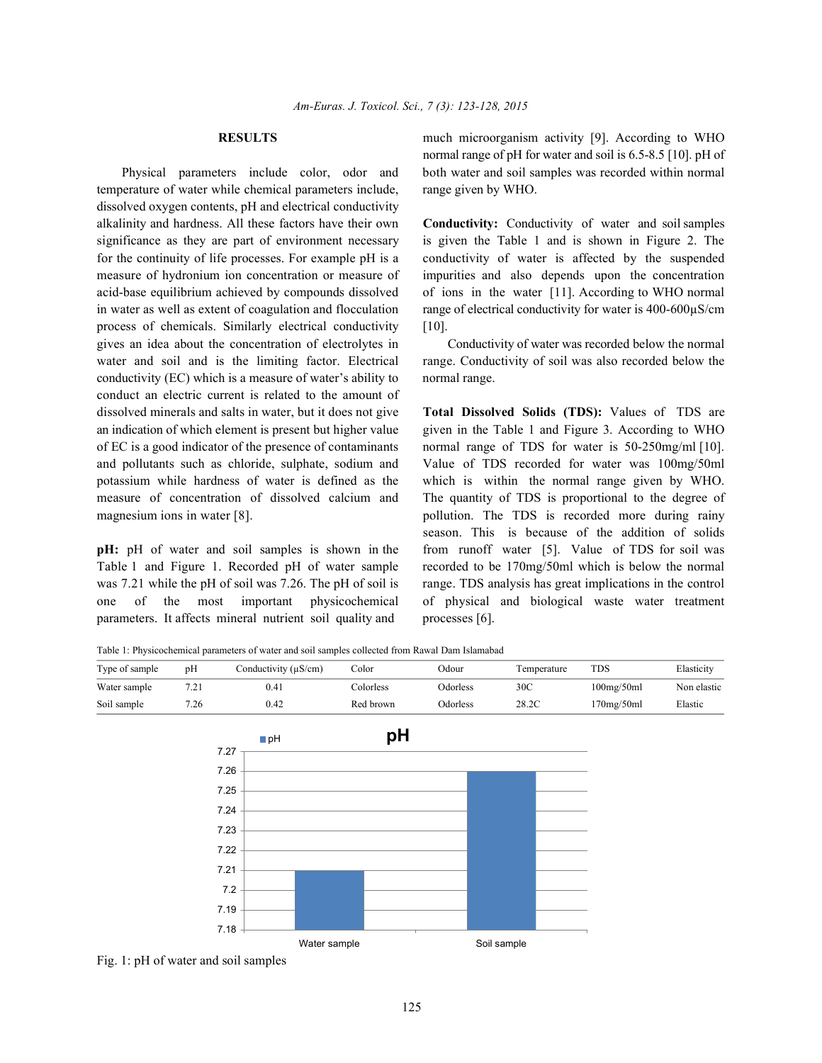## RESULTS

Physical parameters include color, odor and temperature of water while chemical parameters include, dissolved oxygen contents, pH and electrical conductivity alkalinity and hardness. All these factors have their own significance as they are part of environment necessary for the continuity of life processes. For example pH is a measure of hydronium ion concentration or measure of acid-base equilibrium achieved by compounds dissolved in water as well as extent of coagulation and flocculation process of chemicals. Similarly electrical conductivity gives an idea about the concentration of electrolytes in water and soil and is the limiting factor. Electrical conductivity (EC) which is a measure of water's ability to conduct an electric current is related to the amount of dissolved minerals and salts in water, but it does not give an indication of which element is present but higher value of EC is a good indicator of the presence of contaminants and pollutants such as chloride, sulphate, sodium and potassium while hardness of water is defined as the measure of concentration of dissolved calcium and magnesium ions in water [8].

**pH:** pH of water and soil samples is shown in the Table 1 and Figure 1. Recorded pH of water sample was 7.21 while the pH of soil was 7.26. The pH of soil is one of the most important physicochemical parameters. It affects mineral nutrient soil quality and much microorganism activity [9]. According to WHO normal range of pH for water and soil is 6.5-8.5 [10]. pH of both water and soil samples was recorded within normal range given by WHO.

**Conductivity:** Conductivity of water and soil samples is given the Table 1 and is shown in Figure 2. The conductivity of water is affected by the suspended impurities and also depends upon the concentration of ions in the water [11]. According to WHO normal range of electrical conductivity for water is 400-600µS/cm [10].

Conductivity of water was recorded below the normal range. Conductivity of soil was also recorded below the normal range.

**Total Dissolved Solids (TDS):** Values of TDS are given in the Table 1 and Figure 3. According to WHO normal range of TDS for water is 50-250mg/ml [10]. Value of TDS recorded for water was 100mg/50ml which is within the normal range given by WHO. The quantity of TDS is proportional to the degree of pollution. The TDS is recorded more during rainy season. This is because of the addition of solids from runoff water [5]. Value of TDS for soil was recorded to be 170mg/50ml which is below the normal range. TDS analysis has great implications in the control of physical and biological waste water treatment processes [6].

Table 1: Physicochemical parameters of water and soil samples collected from Rawal Dam Islamabad

| Type of sample | pH | Conductivity (µS/cm) | Color | Odour | Temperature | TDS | Elasticity |
|---|---|---|---|---|---|---|---|
| Water sample | 7.21 | 0.41 | Colorless | Odorless | 30C | 100mg/50ml | Non elastic |
| Soil sample | 7.26 | 0.42 | Red brown | Odorless | 28.2C | 170mg/50ml | Elastic |

Fig. 1: pH of water and soil samples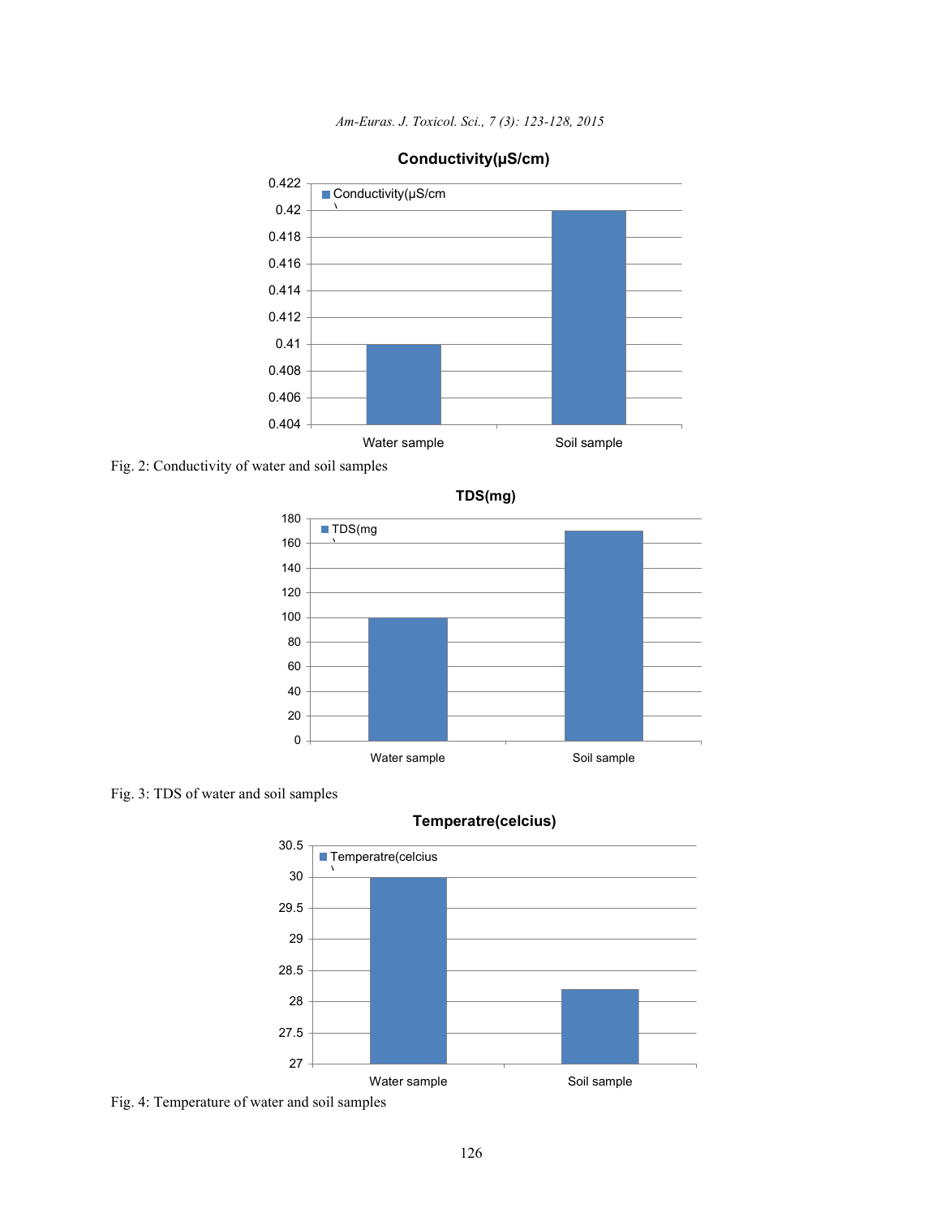Fig. 2: Conductivity of water and soil samples

Fig. 3: TDS of water and soil samples

Fig. 4: Temperature of water and soil samples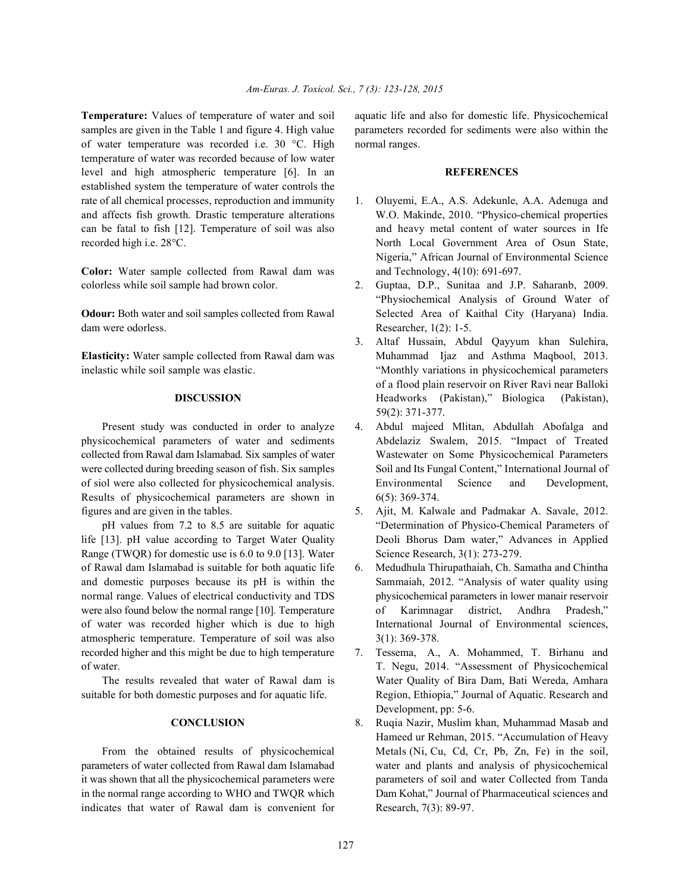**Temperature:** Values of temperature of water and soil samples are given in the Table 1 and figure 4. High value of water temperature was recorded i.e. 30 °C. High temperature of water was recorded because of low water level and high atmospheric temperature [6]. In an established system the temperature of water controls the rate of all chemical processes, reproduction and immunity and affects fish growth. Drastic temperature alterations can be fatal to fish [12]. Temperature of soil was also recorded high i.e. 28°C.

**Color:** Water sample collected from Rawal dam was colorless while soil sample had brown color.

**Odour:** Both water and soil samples collected from Rawal dam were odorless.

**Elasticity:** Water sample collected from Rawal dam was inelastic while soil sample was elastic.

## DISCUSSION

Present study was conducted in order to analyze physicochemical parameters of water and sediments collected from Rawal dam Islamabad. Six samples of water were collected during breeding season of fish. Six samples of siol were also collected for physicochemical analysis. Results of physicochemical parameters are shown in figures and are given in the tables.

pH values from 7.2 to 8.5 are suitable for aquatic life [13]. pH value according to Target Water Quality Range (TWQR) for domestic use is 6.0 to 9.0 [13]. Water of Rawal dam Islamabad is suitable for both aquatic life and domestic purposes because its pH is within the normal range. Values of electrical conductivity and TDS were also found below the normal range [10]. Temperature of water was recorded higher which is due to high atmospheric temperature. Temperature of soil was also recorded higher and this might be due to high temperature of water.

The results revealed that water of Rawal dam is suitable for both domestic purposes and for aquatic life.

## CONCLUSION

From the obtained results of physicochemical parameters of water collected from Rawal dam Islamabad it was shown that all the physicochemical parameters were in the normal range according to WHO and TWQR which indicates that water of Rawal dam is convenient for aquatic life and also for domestic life. Physicochemical parameters recorded for sediments were also within the normal ranges.

## REFERENCES

1. Oluyemi, E.A., A.S. Adekunle, A.A. Adenuga and W.O. Makinde, 2010. "Physico-chemical properties and heavy metal content of water sources in Ife North Local Government Area of Osun State, Nigeria," African Journal of Environmental Science and Technology, 4(10): 691-697.
2. Guptaa, D.P., Sunitaa and J.P. Saharanb, 2009. "Physiochemical Analysis of Ground Water of Selected Area of Kaithal City (Haryana) India. Researcher, 1(2): 1-5.
3. Altaf Hussain, Abdul Qayyum khan Sulehira, Muhammad Ijaz and Asthma Maqbool, 2013. "Monthly variations in physicochemical parameters of a flood plain reservoir on River Ravi near Balloki Headworks (Pakistan)," Biologica (Pakistan), 59(2): 371-377.
4. Abdul majeed Mlitan, Abdullah Abofalga and Abdelaziz Swalem, 2015. "Impact of Treated Wastewater on Some Physicochemical Parameters Soil and Its Fungal Content," International Journal of Environmental Science and Development, 6(5): 369-374.
5. Ajit, M. Kalwale and Padmakar A. Savale, 2012. "Determination of Physico-Chemical Parameters of Deoli Bhorus Dam water," Advances in Applied Science Research, 3(1): 273-279.
6. Medudhula Thirupathaiah, Ch. Samatha and Chintha Sammaiah, 2012. "Analysis of water quality using physicochemical parameters in lower manair reservoir of Karimnagar district, Andhra Pradesh," International Journal of Environmental sciences, 3(1): 369-378.
7. Tessema, A., A. Mohammed, T. Birhanu and T. Negu, 2014. "Assessment of Physicochemical Water Quality of Bira Dam, Bati Wereda, Amhara Region, Ethiopia," Journal of Aquatic. Research and Development, pp: 5-6.
8. Ruqia Nazir, Muslim khan, Muhammad Masab and Hameed ur Rehman, 2015. "Accumulation of Heavy Metals (Ni, Cu, Cd, Cr, Pb, Zn, Fe) in the soil, water and plants and analysis of physicochemical parameters of soil and water Collected from Tanda Dam Kohat," Journal of Pharmaceutical sciences and Research, 7(3): 89-97.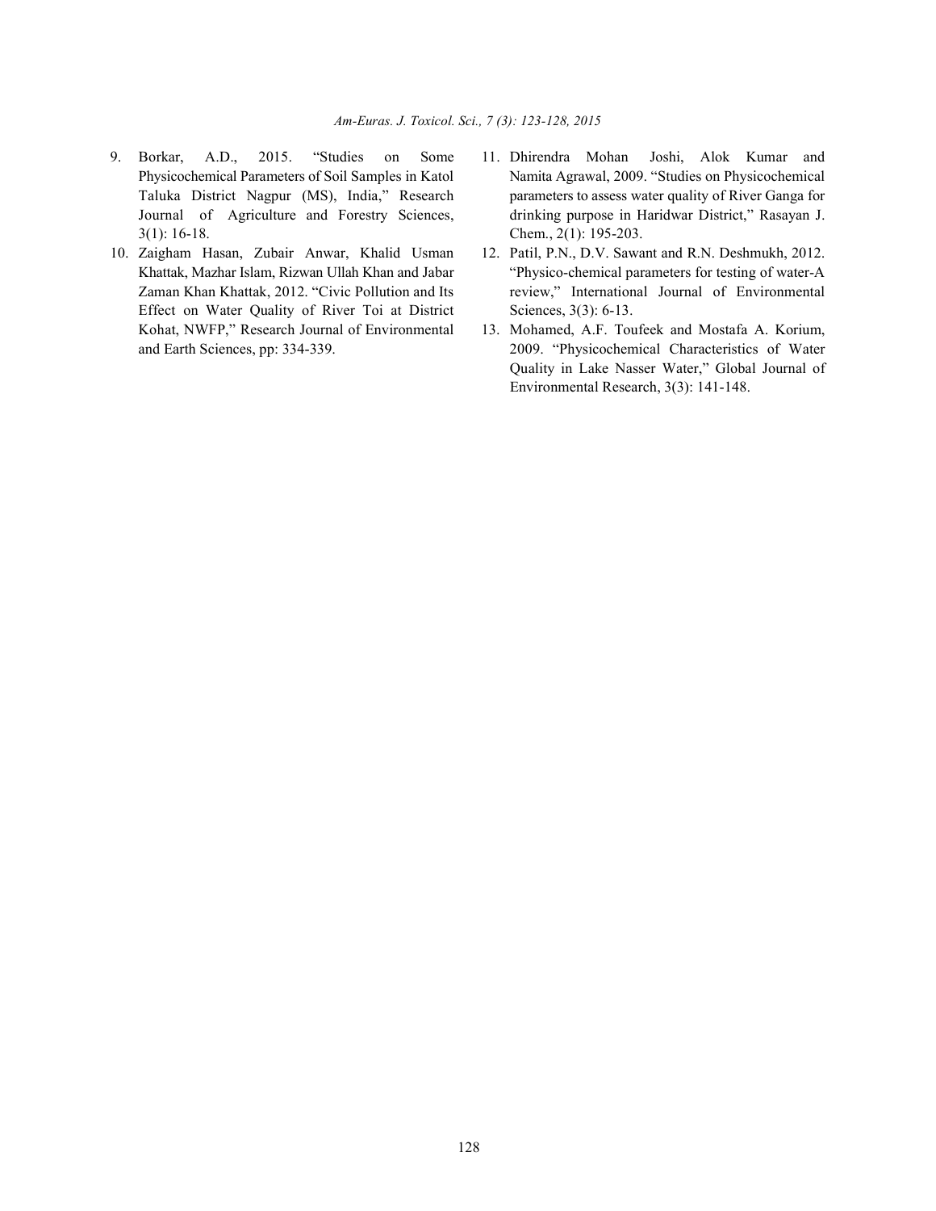9. Borkar, A.D., 2015. "Studies on Some Physicochemical Parameters of Soil Samples in Katol Taluka District Nagpur (MS), India," Research Journal of Agriculture and Forestry Sciences, 3(1): 16-18.
10. Zaigham Hasan, Zubair Anwar, Khalid Usman Khattak, Mazhar Islam, Rizwan Ullah Khan and Jabar Zaman Khan Khattak, 2012. "Civic Pollution and Its Effect on Water Quality of River Toi at District Kohat, NWFP," Research Journal of Environmental and Earth Sciences, pp: 334-339.
11. Dhirendra Mohan Joshi, Alok Kumar and Namita Agrawal, 2009. "Studies on Physicochemical parameters to assess water quality of River Ganga for drinking purpose in Haridwar District," Rasayan J. Chem., 2(1): 195-203.
12. Patil, P.N., D.V. Sawant and R.N. Deshmukh, 2012. "Physico-chemical parameters for testing of water-A review," International Journal of Environmental Sciences, 3(3): 6-13.
13. Mohamed, A.F. Toufeek and Mostafa A. Korium, 2009. "Physicochemical Characteristics of Water Quality in Lake Nasser Water," Global Journal of Environmental Research, 3(3): 141-148.